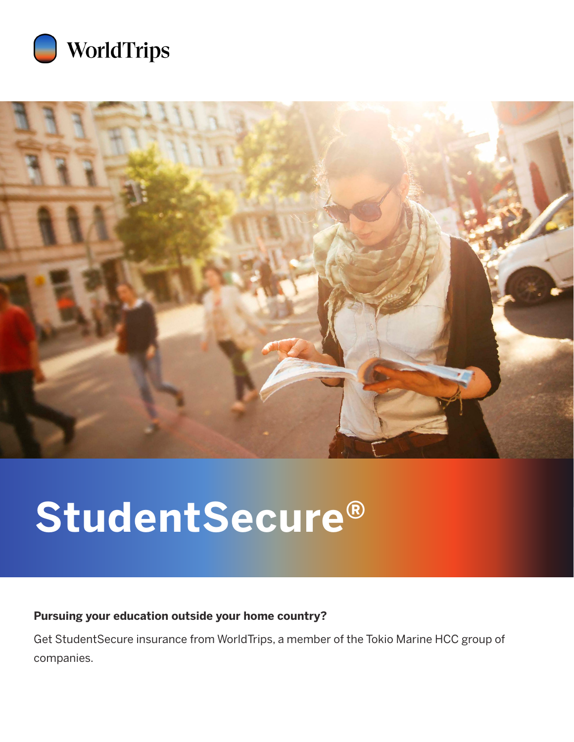WorldTrips

# StudentSecure®

**Pursuing your education outside your home country?**

Get StudentSecure insurance from WorldTrips, a member of the Tokio Marine HCC group of companies.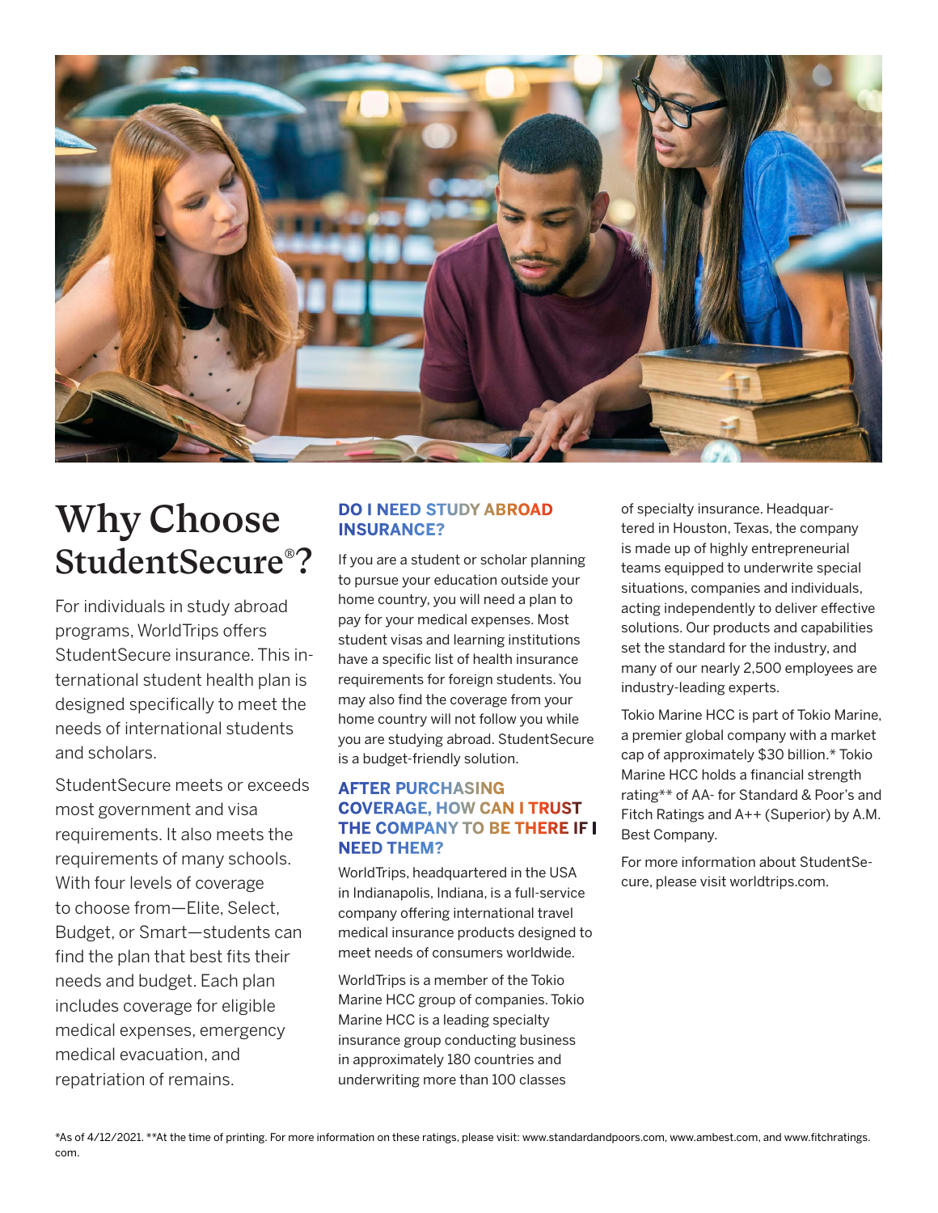# Why Choose StudentSecure®?

For individuals in study abroad programs, WorldTrips offers StudentSecure insurance. This international student health plan is designed specifically to meet the needs of international students and scholars.

StudentSecure meets or exceeds most government and visa requirements. It also meets the requirements of many schools. With four levels of coverage to choose from—Elite, Select, Budget, or Smart—students can find the plan that best fits their needs and budget. Each plan includes coverage for eligible medical expenses, emergency medical evacuation, and repatriation of remains.

### DO I NEED STUDY ABROAD INSURANCE?

If you are a student or scholar planning to pursue your education outside your home country, you will need a plan to pay for your medical expenses. Most student visas and learning institutions have a specific list of health insurance requirements for foreign students. You may also find the coverage from your home country will not follow you while you are studying abroad. StudentSecure is a budget-friendly solution.

### AFTER PURCHASING COVERAGE, HOW CAN I TRUST THE COMPANY TO BE THERE IF I NEED THEM?

WorldTrips, headquartered in the USA in Indianapolis, Indiana, is a full-service company offering international travel medical insurance products designed to meet needs of consumers worldwide.

WorldTrips is a member of the Tokio Marine HCC group of companies. Tokio Marine HCC is a leading specialty insurance group conducting business in approximately 180 countries and underwriting more than 100 classes of specialty insurance. Headquartered in Houston, Texas, the company is made up of highly entrepreneurial teams equipped to underwrite special situations, companies and individuals, acting independently to deliver effective solutions. Our products and capabilities set the standard for the industry, and many of our nearly 2,500 employees are industry-leading experts.

Tokio Marine HCC is part of Tokio Marine, a premier global company with a market cap of approximately $30 billion.* Tokio Marine HCC holds a financial strength rating** of AA- for Standard & Poor's and Fitch Ratings and A++ (Superior) by A.M. Best Company.

For more information about StudentSecure, please visit worldtrips.com.

*As of 4/12/2021. **At the time of printing. For more information on these ratings, please visit: www.standardandpoors.com, www.ambest.com, and www.fitchratings.com.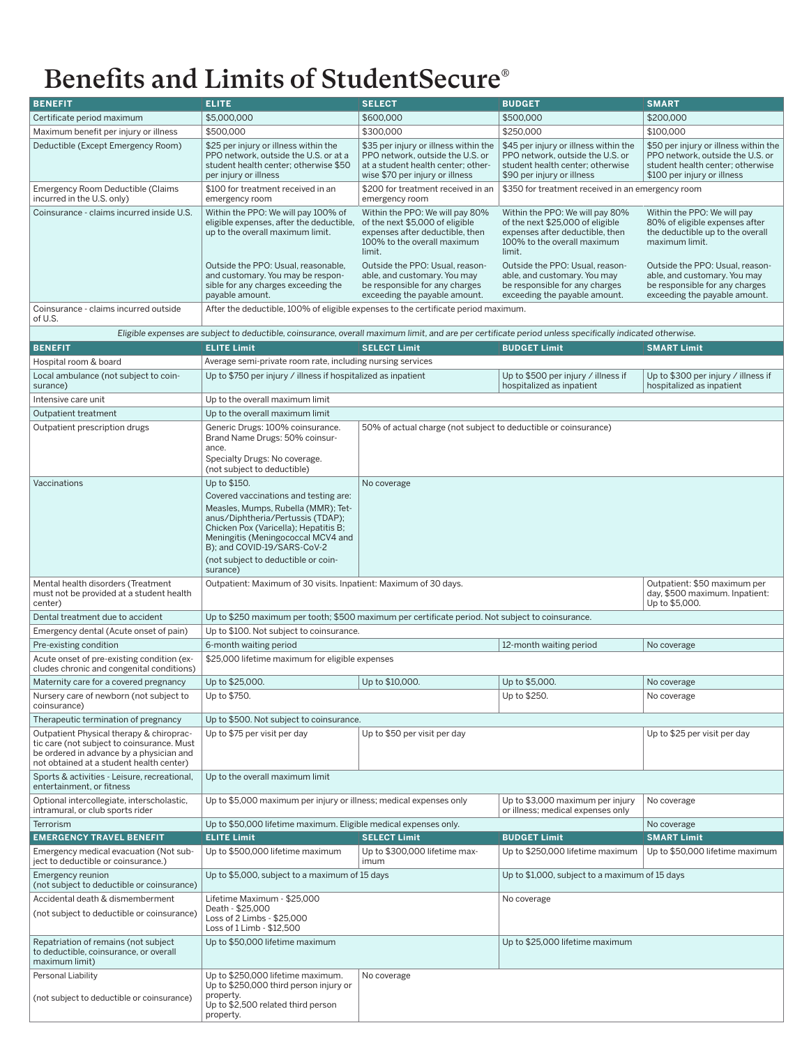# Benefits and Limits of StudentSecure®

| BENEFIT | ELITE | SELECT | BUDGET | SMART |
|---|---|---|---|---|
| Certificate period maximum | $5,000,000 | $600,000 | $500,000 | $200,000 |
| Maximum benefit per injury or illness | $500,000 | $300,000 | $250,000 | $100,000 |
| Deductible (Except Emergency Room) | $25 per injury or illness within the PPO network, outside the U.S. or at a student health center; otherwise $50 per injury or illness | $35 per injury or illness within the PPO network, outside the U.S. or at a student health center; otherwise $70 per injury or illness | $45 per injury or illness within the PPO network, outside the U.S. or student health center; otherwise $90 per injury or illness | $50 per injury or illness within the PPO network, outside the U.S. or student health center; otherwise $100 per injury or illness |
| Emergency Room Deductible (Claims incurred in the U.S. only) | $100 for treatment received in an emergency room | $200 for treatment received in an emergency room | $350 for treatment received in an emergency room | |
| Coinsurance - claims incurred inside U.S. | Within the PPO: We will pay 100% of eligible expenses, after the deductible, up to the overall maximum limit.<br><br>Outside the PPO: Usual, reasonable, and customary. You may be responsible for any charges exceeding the payable amount. | Within the PPO: We will pay 80% of the next $5,000 of eligible expenses after deductible, then 100% to the overall maximum limit.<br><br>Outside the PPO: Usual, reasonable, and customary. You may be responsible for any charges exceeding the payable amount. | Within the PPO: We will pay 80% of the next $25,000 of eligible expenses after deductible, then 100% to the overall maximum limit.<br><br>Outside the PPO: Usual, reasonable, and customary. You may be responsible for any charges exceeding the payable amount. | Within the PPO: We will pay 80% of eligible expenses after the deductible up to the overall maximum limit.<br><br>Outside the PPO: Usual, reasonable, and customary. You may be responsible for any charges exceeding the payable amount. |
| Coinsurance - claims incurred outside of U.S. | After the deductible, 100% of eligible expenses to the certificate period maximum. | | | |

*Eligible expenses are subject to deductible, coinsurance, overall maximum limit, and are per certificate period unless specifically indicated otherwise.*

| BENEFIT | ELITE Limit | SELECT Limit | BUDGET Limit | SMART Limit |
|---|---|---|---|---|
| Hospital room & board | Average semi-private room rate, including nursing services | | | |
| Local ambulance (not subject to coinsurance) | Up to $750 per injury / illness if hospitalized as inpatient | | Up to $500 per injury / illness if hospitalized as inpatient | Up to $300 per injury / illness if hospitalized as inpatient |
| Intensive care unit | Up to the overall maximum limit | | | |
| Outpatient treatment | Up to the overall maximum limit | | | |
| Outpatient prescription drugs | Generic Drugs: 100% coinsurance.<br>Brand Name Drugs: 50% coinsurance.<br>Specialty Drugs: No coverage.<br>(not subject to deductible) | 50% of actual charge (not subject to deductible or coinsurance) | | |
| Vaccinations | Up to $150.<br>Covered vaccinations and testing are:<br>Measles, Mumps, Rubella (MMR); Tetanus/Diphtheria/Pertussis (TDAP); Chicken Pox (Varicella); Hepatitis B; Meningitis (Meningococcal MCV4 and B); and COVID-19/SARS-CoV-2<br>(not subject to deductible or coinsurance) | No coverage | | |
| Mental health disorders (Treatment must not be provided at a student health center) | Outpatient: Maximum of 30 visits. Inpatient: Maximum of 30 days. | | | Outpatient: $50 maximum per day, $500 maximum. Inpatient: Up to $5,000. |
| Dental treatment due to accident | Up to $250 maximum per tooth; $500 maximum per certificate period. Not subject to coinsurance. | | | |
| Emergency dental (Acute onset of pain) | Up to $100. Not subject to coinsurance. | | | |
| Pre-existing condition | 6-month waiting period | | 12-month waiting period | No coverage |
| Acute onset of pre-existing condition (excludes chronic and congenital conditions) | $25,000 lifetime maximum for eligible expenses | | | |
| Maternity care for a covered pregnancy | Up to $25,000. | Up to $10,000. | Up to $5,000. | No coverage |
| Nursery care of newborn (not subject to coinsurance) | Up to $750. | | Up to $250. | No coverage |
| Therapeutic termination of pregnancy | Up to $500. Not subject to coinsurance. | | | |
| Outpatient Physical therapy & chiropractic care (not subject to coinsurance. Must be ordered in advance by a physician and not obtained at a student health center) | Up to $75 per visit per day | Up to $50 per visit per day | | Up to $25 per visit per day |
| Sports & activities - Leisure, recreational, entertainment, or fitness | Up to the overall maximum limit | | | |
| Optional intercollegiate, interscholastic, intramural, or club sports rider | Up to $5,000 maximum per injury or illness; medical expenses only | | Up to $3,000 maximum per injury or illness; medical expenses only | No coverage |
| Terrorism | Up to $50,000 lifetime maximum. Eligible medical expenses only. | | | No coverage |
| **EMERGENCY TRAVEL BENEFIT** | **ELITE Limit** | **SELECT Limit** | **BUDGET Limit** | **SMART Limit** |
| Emergency medical evacuation (Not subject to deductible or coinsurance.) | Up to $500,000 lifetime maximum | Up to $300,000 lifetime maximum | Up to $250,000 lifetime maximum | Up to $50,000 lifetime maximum |
| Emergency reunion (not subject to deductible or coinsurance) | Up to $5,000, subject to a maximum of 15 days | | Up to $1,000, subject to a maximum of 15 days | |
| Accidental death & dismemberment (not subject to deductible or coinsurance) | Lifetime Maximum - $25,000<br>Death - $25,000<br>Loss of 2 Limbs - $25,000<br>Loss of 1 Limb - $12,500 | | No coverage | |
| Repatriation of remains (not subject to deductible, coinsurance, or overall maximum limit) | Up to $50,000 lifetime maximum | | Up to $25,000 lifetime maximum | |
| Personal Liability (not subject to deductible or coinsurance) | Up to $250,000 lifetime maximum.<br>Up to $250,000 third person injury or property.<br>Up to $2,500 related third person property. | No coverage | | |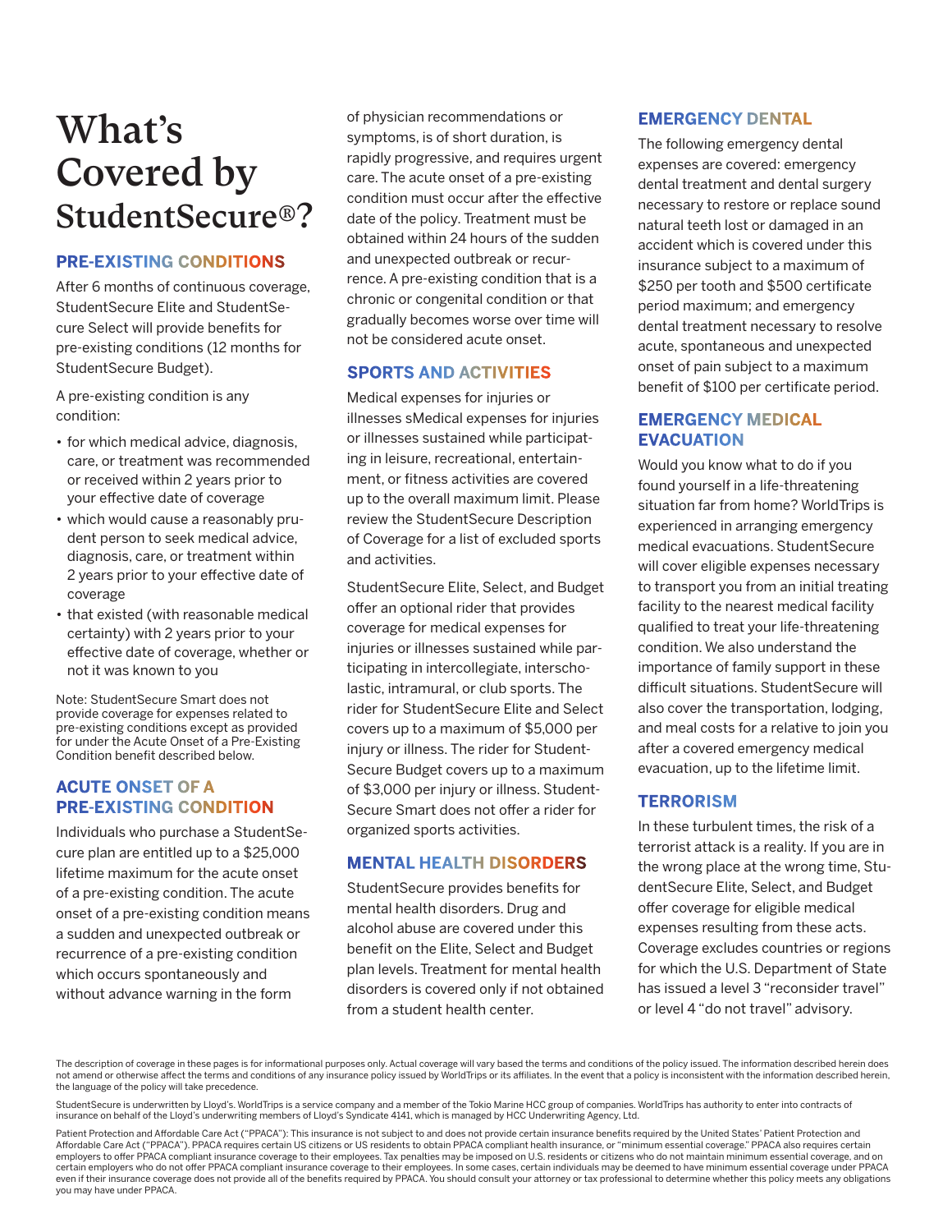# What's Covered by StudentSecure®?

## PRE-EXISTING CONDITIONS

After 6 months of continuous coverage, StudentSecure Elite and StudentSecure Select will provide benefits for pre-existing conditions (12 months for StudentSecure Budget).

A pre-existing condition is any condition:

- for which medical advice, diagnosis, care, or treatment was recommended or received within 2 years prior to your effective date of coverage
- which would cause a reasonably prudent person to seek medical advice, diagnosis, care, or treatment within 2 years prior to your effective date of coverage
- that existed (with reasonable medical certainty) with 2 years prior to your effective date of coverage, whether or not it was known to you

Note: StudentSecure Smart does not provide coverage for expenses related to pre-existing conditions except as provided for under the Acute Onset of a Pre-Existing Condition benefit described below.

## ACUTE ONSET OF A PRE-EXISTING CONDITION

Individuals who purchase a StudentSecure plan are entitled up to a $25,000 lifetime maximum for the acute onset of a pre-existing condition. The acute onset of a pre-existing condition means a sudden and unexpected outbreak or recurrence of a pre-existing condition which occurs spontaneously and without advance warning in the form of physician recommendations or symptoms, is of short duration, is rapidly progressive, and requires urgent care. The acute onset of a pre-existing condition must occur after the effective date of the policy. Treatment must be obtained within 24 hours of the sudden and unexpected outbreak or recurrence. A pre-existing condition that is a chronic or congenital condition or that gradually becomes worse over time will not be considered acute onset.

## SPORTS AND ACTIVITIES

Medical expenses for injuries or illnesses sMedical expenses for injuries or illnesses sustained while participating in leisure, recreational, entertainment, or fitness activities are covered up to the overall maximum limit. Please review the StudentSecure Description of Coverage for a list of excluded sports and activities.

StudentSecure Elite, Select, and Budget offer an optional rider that provides coverage for medical expenses for injuries or illnesses sustained while participating in intercollegiate, interscholastic, intramural, or club sports. The rider for StudentSecure Elite and Select covers up to a maximum of $5,000 per injury or illness. The rider for StudentSecure Budget covers up to a maximum of $3,000 per injury or illness. StudentSecure Smart does not offer a rider for organized sports activities.

## MENTAL HEALTH DISORDERS

StudentSecure provides benefits for mental health disorders. Drug and alcohol abuse are covered under this benefit on the Elite, Select and Budget plan levels. Treatment for mental health disorders is covered only if not obtained from a student health center.

## EMERGENCY DENTAL

The following emergency dental expenses are covered: emergency dental treatment and dental surgery necessary to restore or replace sound natural teeth lost or damaged in an accident which is covered under this insurance subject to a maximum of $250 per tooth and $500 certificate period maximum; and emergency dental treatment necessary to resolve acute, spontaneous and unexpected onset of pain subject to a maximum benefit of $100 per certificate period.

## EMERGENCY MEDICAL EVACUATION

Would you know what to do if you found yourself in a life-threatening situation far from home? WorldTrips is experienced in arranging emergency medical evacuations. StudentSecure will cover eligible expenses necessary to transport you from an initial treating facility to the nearest medical facility qualified to treat your life-threatening condition. We also understand the importance of family support in these difficult situations. StudentSecure will also cover the transportation, lodging, and meal costs for a relative to join you after a covered emergency medical evacuation, up to the lifetime limit.

## TERRORISM

In these turbulent times, the risk of a terrorist attack is a reality. If you are in the wrong place at the wrong time, StudentSecure Elite, Select, and Budget offer coverage for eligible medical expenses resulting from these acts. Coverage excludes countries or regions for which the U.S. Department of State has issued a level 3 "reconsider travel" or level 4 "do not travel" advisory.

The description of coverage in these pages is for informational purposes only. Actual coverage will vary based the terms and conditions of the policy issued. The information described herein does not amend or otherwise affect the terms and conditions of any insurance policy issued by WorldTrips or its affiliates. In the event that a policy is inconsistent with the information described herein, the language of the policy will take precedence.

StudentSecure is underwritten by Lloyd's. WorldTrips is a service company and a member of the Tokio Marine HCC group of companies. WorldTrips has authority to enter into contracts of insurance on behalf of the Lloyd's underwriting members of Lloyd's Syndicate 4141, which is managed by HCC Underwriting Agency, Ltd.

Patient Protection and Affordable Care Act ("PPACA"): This insurance is not subject to and does not provide certain insurance benefits required by the United States' Patient Protection and Affordable Care Act ("PPACA"). PPACA requires certain US citizens or US residents to obtain PPACA compliant health insurance, or "minimum essential coverage." PPACA also requires certain employers to offer PPACA compliant insurance coverage to their employees. Tax penalties may be imposed on U.S. residents or citizens who do not maintain minimum essential coverage, and on certain employers who do not offer PPACA compliant insurance coverage to their employees. In some cases, certain individuals may be deemed to have minimum essential coverage under PPACA even if their insurance coverage does not provide all of the benefits required by PPACA. You should consult your attorney or tax professional to determine whether this policy meets any obligations you may have under PPACA.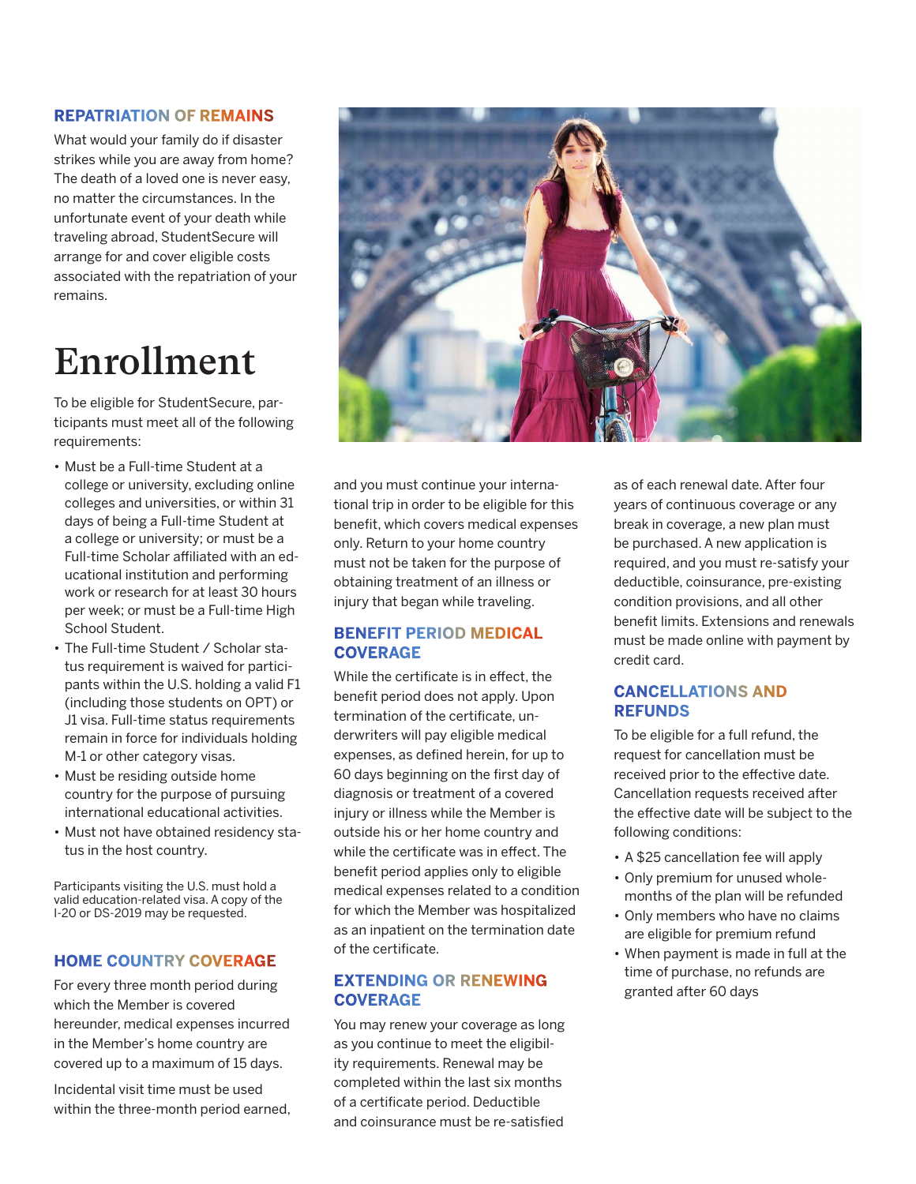### REPATRIATION OF REMAINS

What would your family do if disaster strikes while you are away from home? The death of a loved one is never easy, no matter the circumstances. In the unfortunate event of your death while traveling abroad, StudentSecure will arrange for and cover eligible costs associated with the repatriation of your remains.

# Enrollment

To be eligible for StudentSecure, participants must meet all of the following requirements:

- Must be a Full-time Student at a college or university, excluding online colleges and universities, or within 31 days of being a Full-time Student at a college or university; or must be a Full-time Scholar affiliated with an educational institution and performing work or research for at least 30 hours per week; or must be a Full-time High School Student.
- The Full-time Student / Scholar status requirement is waived for participants within the U.S. holding a valid F1 (including those students on OPT) or J1 visa. Full-time status requirements remain in force for individuals holding M-1 or other category visas.
- Must be residing outside home country for the purpose of pursuing international educational activities.
- Must not have obtained residency status in the host country.

Participants visiting the U.S. must hold a valid education-related visa. A copy of the I-20 or DS-2019 may be requested.

### HOME COUNTRY COVERAGE

For every three month period during which the Member is covered hereunder, medical expenses incurred in the Member's home country are covered up to a maximum of 15 days.

Incidental visit time must be used within the three-month period earned, and you must continue your international trip in order to be eligible for this benefit, which covers medical expenses only. Return to your home country must not be taken for the purpose of obtaining treatment of an illness or injury that began while traveling.

### BENEFIT PERIOD MEDICAL COVERAGE

While the certificate is in effect, the benefit period does not apply. Upon termination of the certificate, underwriters will pay eligible medical expenses, as defined herein, for up to 60 days beginning on the first day of diagnosis or treatment of a covered injury or illness while the Member is outside his or her home country and while the certificate was in effect. The benefit period applies only to eligible medical expenses related to a condition for which the Member was hospitalized as an inpatient on the termination date of the certificate.

### EXTENDING OR RENEWING COVERAGE

You may renew your coverage as long as you continue to meet the eligibility requirements. Renewal may be completed within the last six months of a certificate period. Deductible and coinsurance must be re-satisfied as of each renewal date. After four years of continuous coverage or any break in coverage, a new plan must be purchased. A new application is required, and you must re-satisfy your deductible, coinsurance, pre-existing condition provisions, and all other benefit limits. Extensions and renewals must be made online with payment by credit card.

### CANCELLATIONS AND REFUNDS

To be eligible for a full refund, the request for cancellation must be received prior to the effective date. Cancellation requests received after the effective date will be subject to the following conditions:

- A $25 cancellation fee will apply
- Only premium for unused whole-months of the plan will be refunded
- Only members who have no claims are eligible for premium refund
- When payment is made in full at the time of purchase, no refunds are granted after 60 days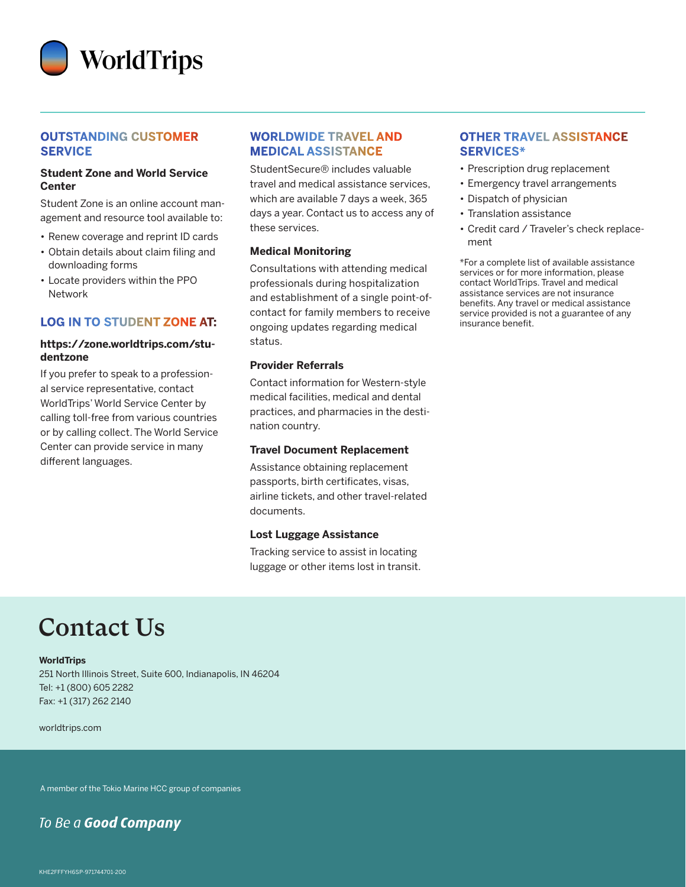WorldTrips

## OUTSTANDING CUSTOMER SERVICE

### Student Zone and World Service Center

Student Zone is an online account management and resource tool available to:

- Renew coverage and reprint ID cards
- Obtain details about claim filing and downloading forms
- Locate providers within the PPO Network

## LOG IN TO STUDENT ZONE AT:

**https://zone.worldtrips.com/studentzone**

If you prefer to speak to a professional service representative, contact WorldTrips' World Service Center by calling toll-free from various countries or by calling collect. The World Service Center can provide service in many different languages.

## WORLDWIDE TRAVEL AND MEDICAL ASSISTANCE

StudentSecure® includes valuable travel and medical assistance services, which are available 7 days a week, 365 days a year. Contact us to access any of these services.

### Medical Monitoring

Consultations with attending medical professionals during hospitalization and establishment of a single point-of-contact for family members to receive ongoing updates regarding medical status.

### Provider Referrals

Contact information for Western-style medical facilities, medical and dental practices, and pharmacies in the destination country.

### Travel Document Replacement

Assistance obtaining replacement passports, birth certificates, visas, airline tickets, and other travel-related documents.

### Lost Luggage Assistance

Tracking service to assist in locating luggage or other items lost in transit.

## OTHER TRAVEL ASSISTANCE SERVICES*

- Prescription drug replacement
- Emergency travel arrangements
- Dispatch of physician
- Translation assistance
- Credit card / Traveler's check replacement

*For a complete list of available assistance services or for more information, please contact WorldTrips. Travel and medical assistance services are not insurance benefits. Any travel or medical assistance service provided is not a guarantee of any insurance benefit.

# Contact Us

**WorldTrips**
251 North Illinois Street, Suite 600, Indianapolis, IN 46204
Tel: +1 (800) 605 2282
Fax: +1 (317) 262 2140

worldtrips.com

A member of the Tokio Marine HCC group of companies

*To Be a **Good Company***

KHE2FFFYH6SP-971744701-200